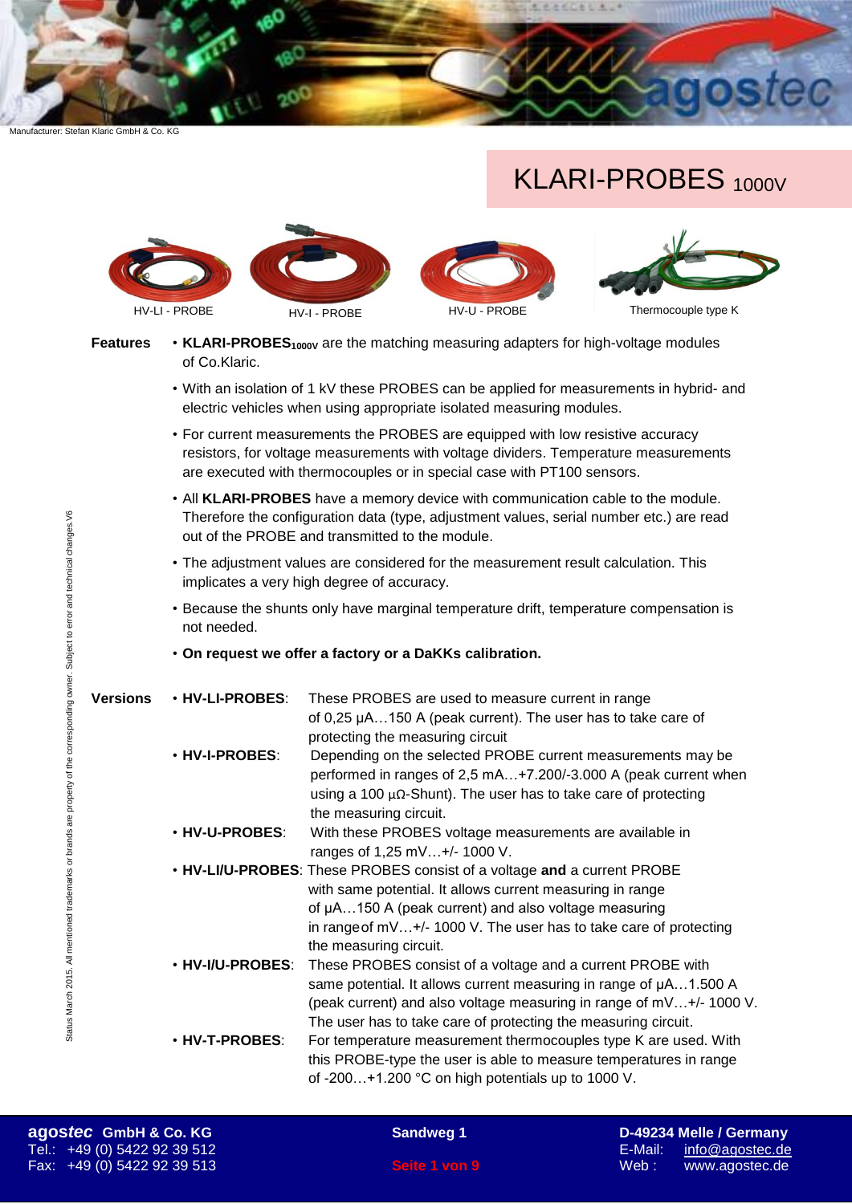Manufacturer: Stefan Klaric GmbH & Co. KG

# KLARI-PROBES $_{1000V}$

HV-LI - PROBE | HV-I - PROBE | HV-U - PROBE | Thermocouple type K

## Features

- **KLARI-PROBES$_{1000V}$** are the matching measuring adapters for high-voltage modules of Co.Klaric.
- With an isolation of 1 kV these PROBES can be applied for measurements in hybrid- and electric vehicles when using appropriate isolated measuring modules.
- For current measurements the PROBES are equipped with low resistive accuracy resistors, for voltage measurements with voltage dividers. Temperature measurements are executed with thermocouples or in special case with PT100 sensors.
- All **KLARI-PROBES** have a memory device with communication cable to the module. Therefore the configuration data (type, adjustment values, serial number etc.) are read out of the PROBE and transmitted to the module.
- The adjustment values are considered for the measurement result calculation. This implicates a very high degree of accuracy.
- Because the shunts only have marginal temperature drift, temperature compensation is not needed.
- **On request we offer a factory or a DaKKs calibration.**

## Versions

- **HV-LI-PROBES**: These PROBES are used to measure current in range of 0,25 µA…150 A (peak current). The user has to take care of protecting the measuring circuit
- **HV-I-PROBES**: Depending on the selected PROBE current measurements may be performed in ranges of 2,5 mA…+7.200/-3.000 A (peak current when using a 100 µΩ-Shunt). The user has to take care of protecting the measuring circuit.
- **HV-U-PROBES**: With these PROBES voltage measurements are available in ranges of 1,25 mV…+/- 1000 V.
- **HV-LI/U-PROBES**: These PROBES consist of a voltage **and** a current PROBE with same potential. It allows current measuring in range of µA…150 A (peak current) and also voltage measuring in range of mV…+/- 1000 V. The user has to take care of protecting the measuring circuit.
- **HV-I/U-PROBES**: These PROBES consist of a voltage and a current PROBE with same potential. It allows current measuring in range of µA…1.500 A (peak current) and also voltage measuring in range of mV…+/- 1000 V. The user has to take care of protecting the measuring circuit.
- **HV-T-PROBES**: For temperature measurement thermocouples type K are used. With this PROBE-type the user is able to measure temperatures in range of -200…+1.200 °C on high potentials up to 1000 V.

Status March 2015. All mentioned trademarks or brands are property of the corresponding owner. Subject to error and technical changes.V6

**agos*tec* GmbH & Co. KG** | **Sandweg 1** | **D-49234 Melle / Germany**
Tel.: +49 (0) 5422 92 39 512 | E-Mail: info@agostec.de
Fax: +49 (0) 5422 92 39 513 | Web : www.agostec.de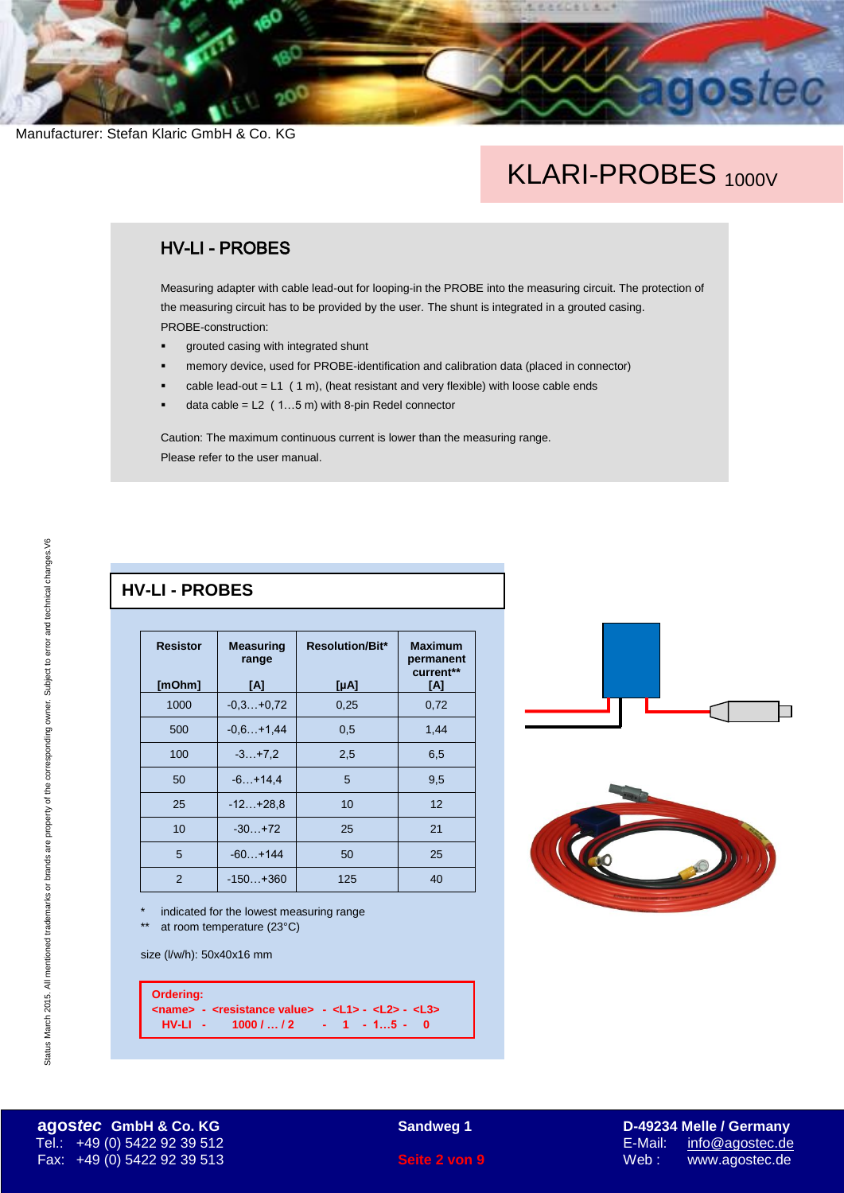Manufacturer: Stefan Klaric GmbH & Co. KG

# KLARI-PROBES 1000V

## HV-LI - PROBES

Measuring adapter with cable lead-out for looping-in the PROBE into the measuring circuit. The protection of the measuring circuit has to be provided by the user. The shunt is integrated in a grouted casing.

PROBE-construction:

- grouted casing with integrated shunt
- memory device, used for PROBE-identification and calibration data (placed in connector)
- cable lead-out = L1 ( 1 m), (heat resistant and very flexible) with loose cable ends
- data cable = L2 ( 1…5 m) with 8-pin Redel connector

Caution: The maximum continuous current is lower than the measuring range.
Please refer to the user manual.

## HV-LI - PROBES

| Resistor [mOhm] | Measuring range [A] | Resolution/Bit* [µA] | Maximum permanent current** [A] |
|---|---|---|---|
| 1000 | -0,3…+0,72 | 0,25 | 0,72 |
| 500 | -0,6…+1,44 | 0,5 | 1,44 |
| 100 | -3…+7,2 | 2,5 | 6,5 |
| 50 | -6…+14,4 | 5 | 9,5 |
| 25 | -12…+28,8 | 10 | 12 |
| 10 | -30…+72 | 25 | 21 |
| 5 | -60…+144 | 50 | 25 |
| 2 | -150…+360 | 125 | 40 |

\* indicated for the lowest measuring range
\*\* at room temperature (23°C)

size (l/w/h): 50x40x16 mm

**Ordering:**
**<name> - <resistance value> - <L1> - <L2> - <L3>**
**HV-LI - 1000 / … / 2 - 1 - 1…5 - 0**

Status March 2015. All mentioned trademarks or brands are property of the corresponding owner. Subject to error and technical changes.V6

**agostec GmbH & Co. KG** | **Sandweg 1** | **D-49234 Melle / Germany**
Tel.: +49 (0) 5422 92 39 512 | E-Mail: info@agostec.de
Fax: +49 (0) 5422 92 39 513 | Web : www.agostec.de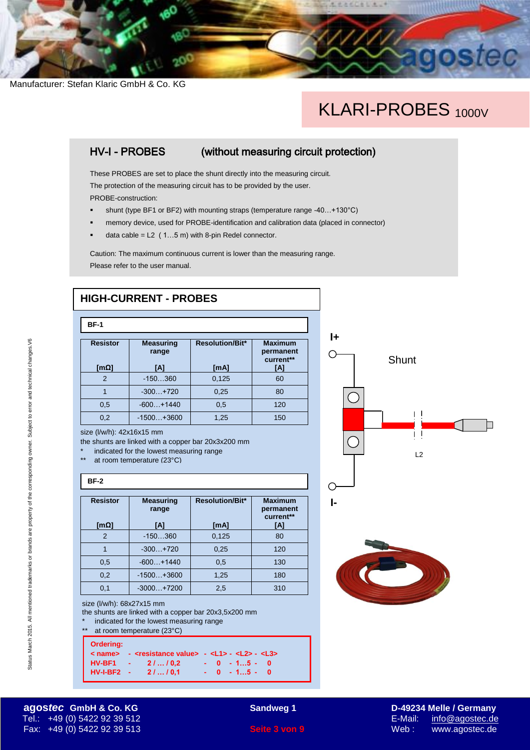Manufacturer: Stefan Klaric GmbH & Co. KG

# KLARI-PROBES 1000V

## HV-I - PROBES (without measuring circuit protection)

These PROBES are set to place the shunt directly into the measuring circuit.
The protection of the measuring circuit has to be provided by the user.
PROBE-construction:

- shunt (type BF1 or BF2) with mounting straps (temperature range -40…+130°C)
- memory device, used for PROBE-identification and calibration data (placed in connector)
- data cable = L2 ( 1…5 m) with 8-pin Redel connector.

Caution: The maximum continuous current is lower than the measuring range.
Please refer to the user manual.

## HIGH-CURRENT - PROBES

### BF-1

| Resistor [mΩ] | Measuring range [A] | Resolution/Bit* [mA] | Maximum permanent current** [A] |
|---|---|---|---|
| 2 | -150…360 | 0,125 | 60 |
| 1 | -300…+720 | 0,25 | 80 |
| 0,5 | -600…+1440 | 0,5 | 120 |
| 0,2 | -1500…+3600 | 1,25 | 150 |

size (l/w/h): 42x16x15 mm
the shunts are linked with a copper bar 20x3x200 mm
* indicated for the lowest measuring range
** at room temperature (23°C)

### BF-2

| Resistor [mΩ] | Measuring range [A] | Resolution/Bit* [mA] | Maximum permanent current** [A] |
|---|---|---|---|
| 2 | -150…360 | 0,125 | 80 |
| 1 | -300…+720 | 0,25 | 120 |
| 0,5 | -600…+1440 | 0,5 | 130 |
| 0,2 | -1500…+3600 | 1,25 | 180 |
| 0,1 | -3000…+7200 | 2,5 | 310 |

size (l/w/h): 68x27x15 mm
the shunts are linked with a copper bar 20x3,5x200 mm
* indicated for the lowest measuring range
** at room temperature (23°C)

**Ordering:**

| < name> | <resistance value> | <L1> | <L2> | <L3> |
|---|---|---|---|---|
| HV-BF1 | 2 / … / 0,2 | 0 | 1…5 | 0 |
| HV-I-BF2 | 2 / … / 0,1 | 0 | 1…5 | 0 |

I+

Shunt

L2

I-

Status March 2015. All mentioned trademarks or brands are property of the corresponding owner. Subject to error and technical changes.V6

**agostec GmbH & Co. KG** Sandweg 1 D-49234 Melle / Germany
Tel.: +49 (0) 5422 92 39 512 E-Mail: info@agostec.de
Fax: +49 (0) 5422 92 39 513 Web : www.agostec.de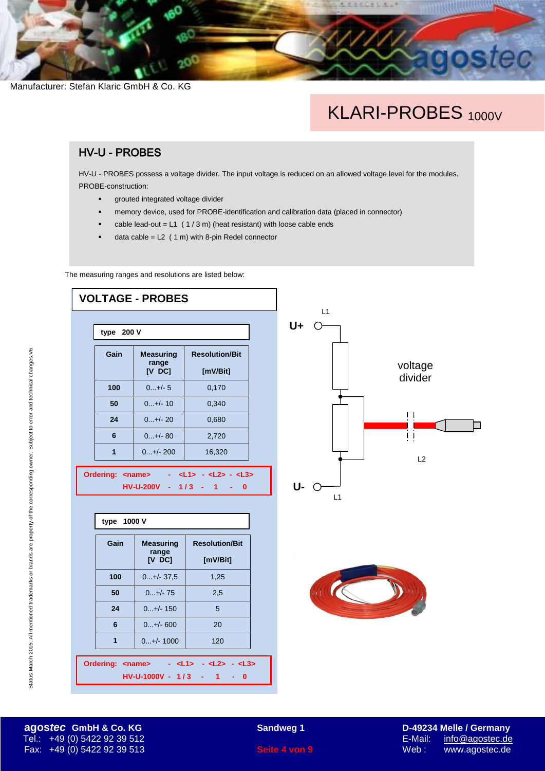Manufacturer: Stefan Klaric GmbH & Co. KG

# KLARI-PROBES 1000V

## HV-U - PROBES

HV-U - PROBES possess a voltage divider. The input voltage is reduced on an allowed voltage level for the modules.

PROBE-construction:

- grouted integrated voltage divider
- memory device, used for PROBE-identification and calibration data (placed in connector)
- cable lead-out = L1 ( 1 / 3 m) (heat resistant) with loose cable ends
- data cable = L2 ( 1 m) with 8-pin Redel connector

The measuring ranges and resolutions are listed below:

## VOLTAGE - PROBES

**type 200 V**

| Gain | Measuring range [V DC] | Resolution/Bit [mV/Bit] |
|---|---|---|
| **100** | 0...+/- 5 | 0,170 |
| **50** | 0...+/- 10 | 0,340 |
| **24** | 0...+/- 20 | 0,680 |
| **6** | 0...+/- 80 | 2,720 |
| **1** | 0...+/- 200 | 16,320 |

**Ordering: <name> - <L1> - <L2> - <L3>**
**HV-U-200V - 1 / 3 - 1 - 0**

**type 1000 V**

| Gain | Measuring range [V DC] | Resolution/Bit [mV/Bit] |
|---|---|---|
| **100** | 0...+/- 37,5 | 1,25 |
| **50** | 0...+/- 75 | 2,5 |
| **24** | 0...+/- 150 | 5 |
| **6** | 0...+/- 600 | 20 |
| **1** | 0...+/- 1000 | 120 |

**Ordering: <name> - <L1> - <L2> - <L3>**
**HV-U-1000V - 1 / 3 - 1 - 0**

U+ L1 voltage divider L2 U- L1

Status March 2015. All mentioned trademarks or brands are property of the corresponding owner. Subject to error and technical changes.V6

**agostec GmbH & Co. KG** **Sandweg 1** **D-49234 Melle / Germany**
Tel.: +49 (0) 5422 92 39 512 E-Mail: info@agostec.de
Fax: +49 (0) 5422 92 39 513 Web : www.agostec.de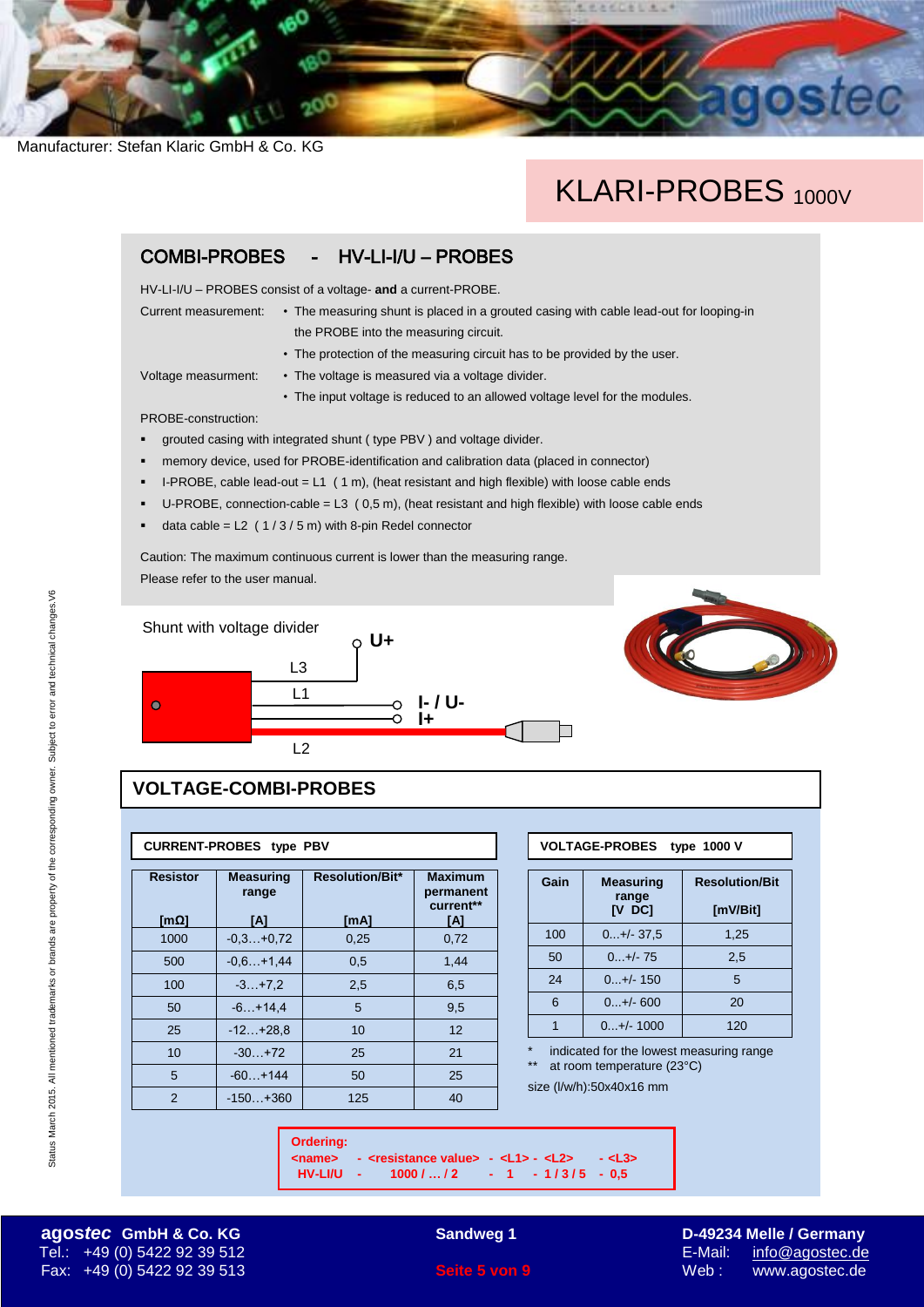Manufacturer: Stefan Klaric GmbH & Co. KG

# KLARI-PROBES 1000V

## COMBI-PROBES - HV-LI-I/U – PROBES

HV-LI-I/U – PROBES consist of a voltage- **and** a current-PROBE.

Current measurement:
- The measuring shunt is placed in a grouted casing with cable lead-out for looping-in the PROBE into the measuring circuit.
- The protection of the measuring circuit has to be provided by the user.

Voltage measurment:
- The voltage is measured via a voltage divider.
- The input voltage is reduced to an allowed voltage level for the modules.

PROBE-construction:

- grouted casing with integrated shunt ( type PBV ) and voltage divider.
- memory device, used for PROBE-identification and calibration data (placed in connector)
- I-PROBE, cable lead-out = L1 ( 1 m), (heat resistant and high flexible) with loose cable ends
- U-PROBE, connection-cable = L3 ( 0,5 m), (heat resistant and high flexible) with loose cable ends
- data cable = L2 ( 1 / 3 / 5 m) with 8-pin Redel connector

Caution: The maximum continuous current is lower than the measuring range.
Please refer to the user manual.

Shunt with voltage divider

U+
L3
L1
I- / U-
I+
L2

## VOLTAGE-COMBI-PROBES

**CURRENT-PROBES type PBV**

| Resistor [mΩ] | Measuring range [A] | Resolution/Bit* [mA] | Maximum permanent current** [A] |
|---|---|---|---|
| 1000 | -0,3…+0,72 | 0,25 | 0,72 |
| 500 | -0,6…+1,44 | 0,5 | 1,44 |
| 100 | -3…+7,2 | 2,5 | 6,5 |
| 50 | -6…+14,4 | 5 | 9,5 |
| 25 | -12…+28,8 | 10 | 12 |
| 10 | -30…+72 | 25 | 21 |
| 5 | -60…+144 | 50 | 25 |
| 2 | -150…+360 | 125 | 40 |

**VOLTAGE-PROBES type 1000 V**

| Gain | Measuring range [V DC] | Resolution/Bit [mV/Bit] |
|---|---|---|
| 100 | 0...+/- 37,5 | 1,25 |
| 50 | 0...+/- 75 | 2,5 |
| 24 | 0...+/- 150 | 5 |
| 6 | 0...+/- 600 | 20 |
| 1 | 0...+/- 1000 | 120 |

\* indicated for the lowest measuring range
** at room temperature (23°C)

size (l/w/h):50x40x16 mm

**Ordering:**

| <name> | - <resistance value> | - <L1> | - <L2> | - <L3> |
|---|---|---|---|---|
| HV-LI/U | - 1000 / … / 2 | - 1 | - 1 / 3 / 5 | - 0,5 |

Status March 2015. All mentioned trademarks or brands are property of the corresponding owner. Subject to error and technical changes.V6

**agostec GmbH & Co. KG**
Tel.: +49 (0) 5422 92 39 512
Fax: +49 (0) 5422 92 39 513

**Sandweg 1**

**D-49234 Melle / Germany**
E-Mail: info@agostec.de
Web : www.agostec.de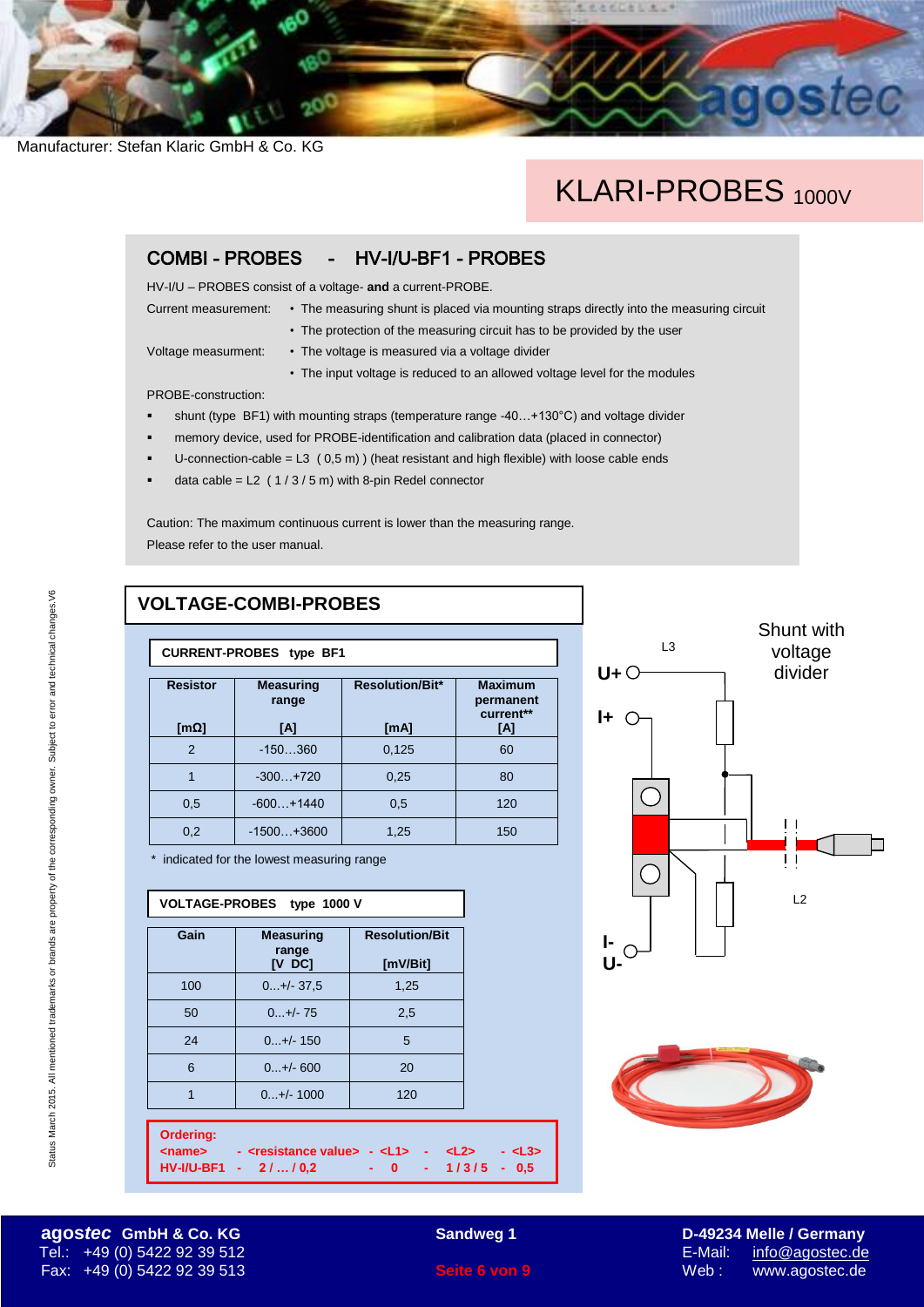Manufacturer: Stefan Klaric GmbH & Co. KG

# KLARI-PROBES 1000V

## COMBI - PROBES - HV-I/U-BF1 - PROBES

HV-I/U – PROBES consist of a voltage- **and** a current-PROBE.

Current measurement:
- The measuring shunt is placed via mounting straps directly into the measuring circuit
- The protection of the measuring circuit has to be provided by the user

Voltage measurment:
- The voltage is measured via a voltage divider
- The input voltage is reduced to an allowed voltage level for the modules

PROBE-construction:

- shunt (type BF1) with mounting straps (temperature range -40…+130°C) and voltage divider
- memory device, used for PROBE-identification and calibration data (placed in connector)
- U-connection-cable = L3 ( 0,5 m) ) (heat resistant and high flexible) with loose cable ends
- data cable = L2 ( 1 / 3 / 5 m) with 8-pin Redel connector

Caution: The maximum continuous current is lower than the measuring range.
Please refer to the user manual.

## VOLTAGE-COMBI-PROBES

### CURRENT-PROBES type BF1

| Resistor [mΩ] | Measuring range [A] | Resolution/Bit* [mA] | Maximum permanent current** [A] |
|---|---|---|---|
| 2 | -150…360 | 0,125 | 60 |
| 1 | -300…+720 | 0,25 | 80 |
| 0,5 | -600…+1440 | 0,5 | 120 |
| 0,2 | -1500…+3600 | 1,25 | 150 |

\* indicated for the lowest measuring range

### VOLTAGE-PROBES type 1000 V

| Gain | Measuring range [V DC] | Resolution/Bit [mV/Bit] |
|---|---|---|
| 100 | 0...+/- 37,5 | 1,25 |
| 50 | 0...+/- 75 | 2,5 |
| 24 | 0...+/- 150 | 5 |
| 6 | 0...+/- 600 | 20 |
| 1 | 0...+/- 1000 | 120 |

**Ordering:**

| <name> | - <resistance value> | - <L1> | - <L2> | - <L3> |
|---|---|---|---|---|
| HV-I/U-BF1 | - 2 / … / 0,2 | - 0 | - 1 / 3 / 5 | - 0,5 |

Shunt with voltage divider

L3, U+, I+, I-, U-, L2

**agos*tec* GmbH & Co. KG**
Tel.: +49 (0) 5422 92 39 512
Fax: +49 (0) 5422 92 39 513

**Sandweg 1**

**D-49234 Melle / Germany**
E-Mail: info@agostec.de
Web : www.agostec.de

Status March 2015. All mentioned trademarks or brands are property of the corresponding owner. Subject to error and technical changes.V6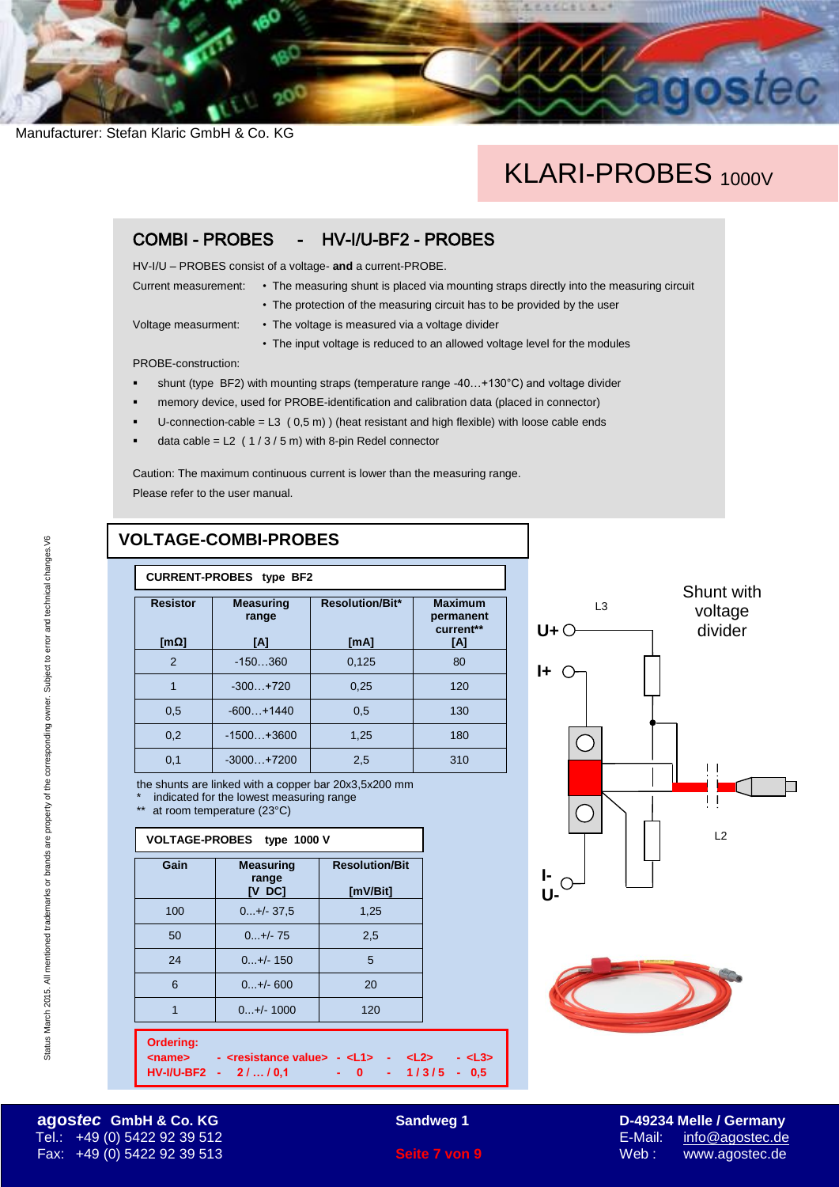Manufacturer: Stefan Klaric GmbH & Co. KG

# KLARI-PROBES 1000V

## COMBI - PROBES - HV-I/U-BF2 - PROBES

HV-I/U – PROBES consist of a voltage- **and** a current-PROBE.

Current measurement:
- The measuring shunt is placed via mounting straps directly into the measuring circuit
- The protection of the measuring circuit has to be provided by the user

Voltage measurment:
- The voltage is measured via a voltage divider
- The input voltage is reduced to an allowed voltage level for the modules

PROBE-construction:

- shunt (type BF2) with mounting straps (temperature range -40…+130°C) and voltage divider
- memory device, used for PROBE-identification and calibration data (placed in connector)
- U-connection-cable = L3 ( 0,5 m) ) (heat resistant and high flexible) with loose cable ends
- data cable = L2 ( 1 / 3 / 5 m) with 8-pin Redel connector

Caution: The maximum continuous current is lower than the measuring range.
Please refer to the user manual.

## VOLTAGE-COMBI-PROBES

### CURRENT-PROBES type BF2

| Resistor [mΩ] | Measuring range [A] | Resolution/Bit* [mA] | Maximum permanent current** [A] |
|---|---|---|---|
| 2 | -150…360 | 0,125 | 80 |
| 1 | -300…+720 | 0,25 | 120 |
| 0,5 | -600…+1440 | 0,5 | 130 |
| 0,2 | -1500…+3600 | 1,25 | 180 |
| 0,1 | -3000…+7200 | 2,5 | 310 |

the shunts are linked with a copper bar 20x3,5x200 mm
* indicated for the lowest measuring range
** at room temperature (23°C)

### VOLTAGE-PROBES type 1000 V

| Gain | Measuring range [V DC] | Resolution/Bit [mV/Bit] |
|---|---|---|
| 100 | 0...+/- 37,5 | 1,25 |
| 50 | 0...+/- 75 | 2,5 |
| 24 | 0...+/- 150 | 5 |
| 6 | 0...+/- 600 | 20 |
| 1 | 0...+/- 1000 | 120 |

Shunt with voltage divider

L3, U+, I+, I-, U-, L2

**Ordering:**

| <name> | - <resistance value> | - <L1> | - <L2> | - <L3> |
|---|---|---|---|---|
| HV-I/U-BF2 | - 2 / … / 0,1 | - 0 | - 1 / 3 / 5 | - 0,5 |

Status March 2015. All mentioned trademarks or brands are property of the corresponding owner. Subject to error and technical changes.V6

**agostec GmbH & Co. KG** Sandweg 1 D-49234 Melle / Germany
Tel.: +49 (0) 5422 92 39 512 E-Mail: info@agostec.de
Fax: +49 (0) 5422 92 39 513 Web : www.agostec.de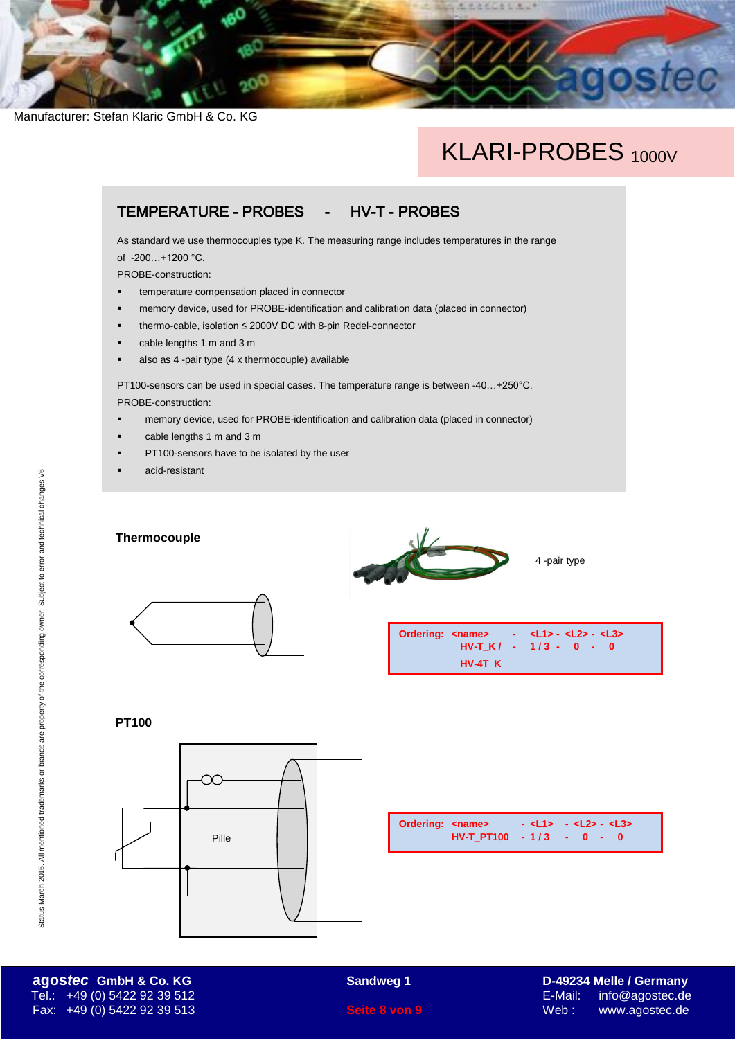Manufacturer: Stefan Klaric GmbH & Co. KG

# KLARI-PROBES 1000V

## TEMPERATURE - PROBES - HV-T - PROBES

As standard we use thermocouples type K. The measuring range includes temperatures in the range of -200…+1200 °C.

PROBE-construction:

- temperature compensation placed in connector
- memory device, used for PROBE-identification and calibration data (placed in connector)
- thermo-cable, isolation ≤ 2000V DC with 8-pin Redel-connector
- cable lengths 1 m and 3 m
- also as 4 -pair type (4 x thermocouple) available

PT100-sensors can be used in special cases. The temperature range is between -40…+250°C.

PROBE-construction:

- memory device, used for PROBE-identification and calibration data (placed in connector)
- cable lengths 1 m and 3 m
- PT100-sensors have to be isolated by the user
- acid-resistant

**Thermocouple**

4 -pair type

**Ordering:** <name> - <L1> - <L2> - <L3>
HV-T_K / HV-4T_K - 1 / 3 - 0 - 0

**PT100**

Pille

**Ordering:** <name> - <L1> - <L2> - <L3>
HV-T_PT100 - 1 / 3 - 0 - 0

Status March 2015. All mentioned trademarks or brands are property of the corresponding owner. Subject to error and technical changes.V6

**agostec GmbH & Co. KG** Tel.: +49 (0) 5422 92 39 512 Fax: +49 (0) 5422 92 39 513
**Sandweg 1**
**D-49234 Melle / Germany** E-Mail: info@agostec.de Web : www.agostec.de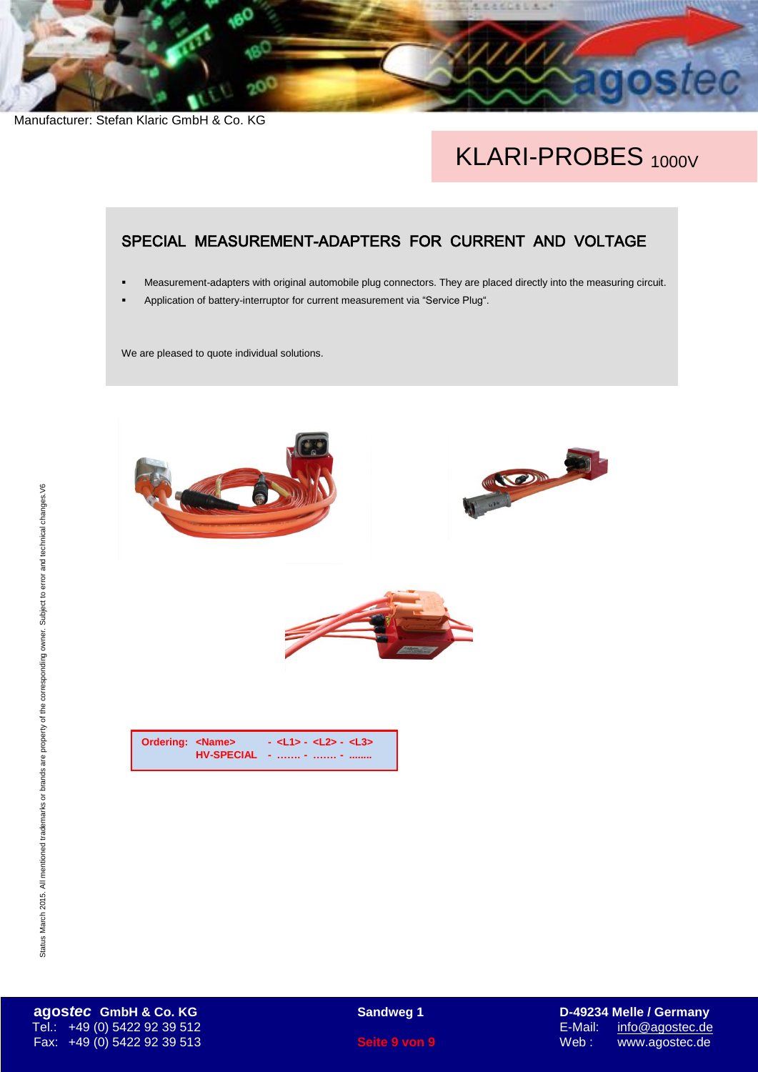Manufacturer: Stefan Klaric GmbH & Co. KG

# KLARI-PROBES 1000V

## SPECIAL MEASUREMENT-ADAPTERS FOR CURRENT AND VOLTAGE

- Measurement-adapters with original automobile plug connectors. They are placed directly into the measuring circuit.
- Application of battery-interruptor for current measurement via "Service Plug".

We are pleased to quote individual solutions.

**Ordering: <Name> - <L1> - <L2> - <L3>**
**HV-SPECIAL - ……. - ……. - ……..**

Status March 2015. All mentioned trademarks or brands are property of the corresponding owner. Subject to error and technical changes.V6

**agostec GmbH & Co. KG**
Tel.: +49 (0) 5422 92 39 512
Fax: +49 (0) 5422 92 39 513

**Sandweg 1**

**D-49234 Melle / Germany**
E-Mail: info@agostec.de
Web : www.agostec.de